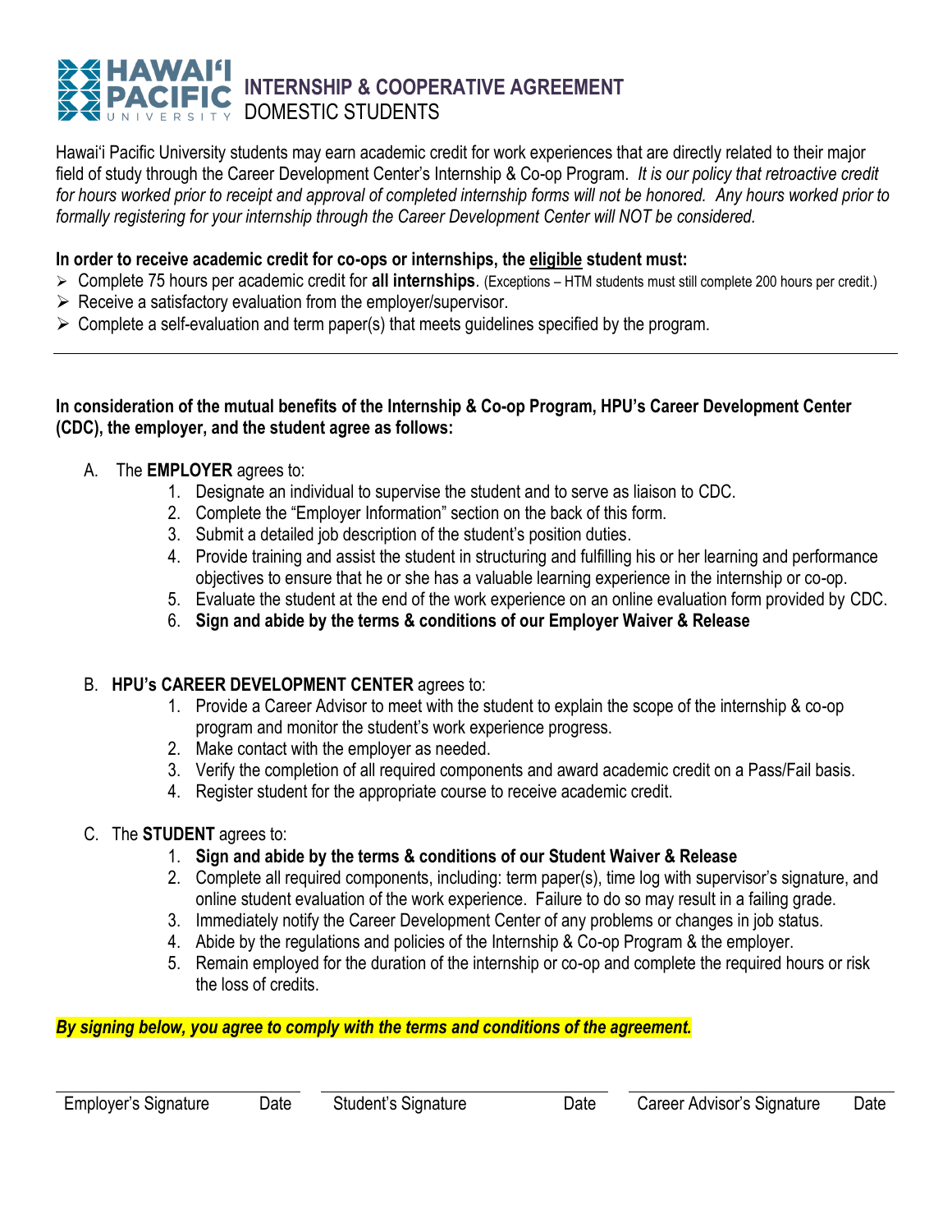# HAWAIʻI PACIFIC UNIVERSITY

## INTERNSHIP & COOPERATIVE AGREEMENT
DOMESTIC STUDENTS

Hawaiʻi Pacific University students may earn academic credit for work experiences that are directly related to their major field of study through the Career Development Center's Internship & Co-op Program. *It is our policy that retroactive credit for hours worked prior to receipt and approval of completed internship forms will not be honored. Any hours worked prior to formally registering for your internship through the Career Development Center will NOT be considered.*

**In order to receive academic credit for co-ops or internships, the eligible student must:**

- Complete 75 hours per academic credit for **all internships**. (Exceptions – HTM students must still complete 200 hours per credit.)
- Receive a satisfactory evaluation from the employer/supervisor.
- Complete a self-evaluation and term paper(s) that meets guidelines specified by the program.

---

**In consideration of the mutual benefits of the Internship & Co-op Program, HPU's Career Development Center (CDC), the employer, and the student agree as follows:**

A. The **EMPLOYER** agrees to:
   1. Designate an individual to supervise the student and to serve as liaison to CDC.
   2. Complete the "Employer Information" section on the back of this form.
   3. Submit a detailed job description of the student's position duties.
   4. Provide training and assist the student in structuring and fulfilling his or her learning and performance objectives to ensure that he or she has a valuable learning experience in the internship or co-op.
   5. Evaluate the student at the end of the work experience on an online evaluation form provided by CDC.
   6. **Sign and abide by the terms & conditions of our Employer Waiver & Release**

B. **HPU's CAREER DEVELOPMENT CENTER** agrees to:
   1. Provide a Career Advisor to meet with the student to explain the scope of the internship & co-op program and monitor the student's work experience progress.
   2. Make contact with the employer as needed.
   3. Verify the completion of all required components and award academic credit on a Pass/Fail basis.
   4. Register student for the appropriate course to receive academic credit.

C. The **STUDENT** agrees to:
   1. **Sign and abide by the terms & conditions of our Student Waiver & Release**
   2. Complete all required components, including: term paper(s), time log with supervisor's signature, and online student evaluation of the work experience. Failure to do so may result in a failing grade.
   3. Immediately notify the Career Development Center of any problems or changes in job status.
   4. Abide by the regulations and policies of the Internship & Co-op Program & the employer.
   5. Remain employed for the duration of the internship or co-op and complete the required hours or risk the loss of credits.

***By signing below, you agree to comply with the terms and conditions of the agreement.***

| Employer's Signature | Date | Student's Signature | Date | Career Advisor's Signature | Date |
|---|---|---|---|---|---|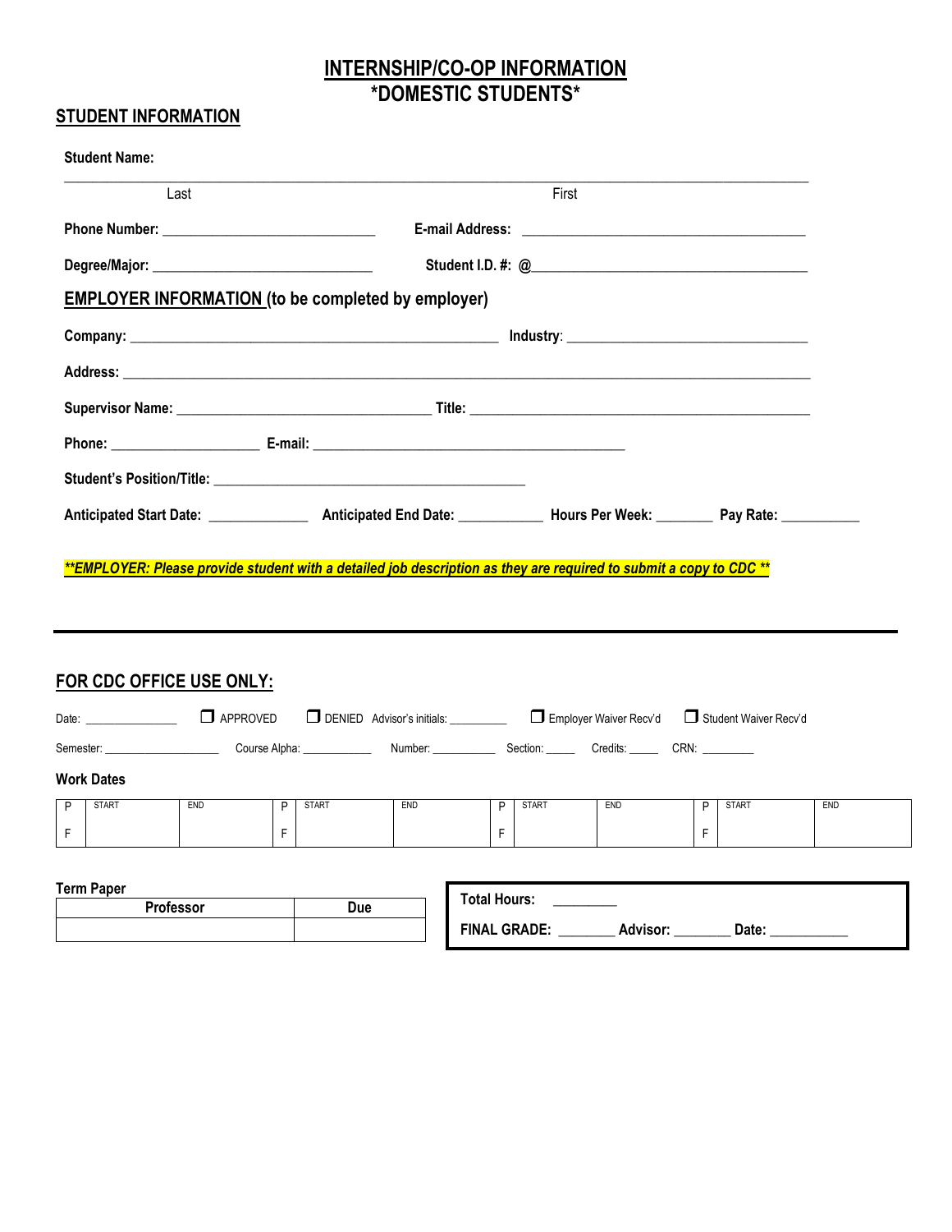# INTERNSHIP/CO-OP INFORMATION
## *DOMESTIC STUDENTS*

## STUDENT INFORMATION

**Student Name:**

______________________________________________________________________________

Last                                        First

**Phone Number:** ___________________________ **E-mail Address:** ____________________________________

**Degree/Major:** ___________________________ **Student I.D. #: @**___________________________________

### EMPLOYER INFORMATION (to be completed by employer)

**Company:** ______________________________________________ **Industry**: _______________________________

**Address:** ___________________________________________________________________________________

**Supervisor Name:** ________________________________ **Title:** ___________________________________________

**Phone:** ___________________ **E-mail:** ________________________________________

**Student's Position/Title:** _________________________________________

**Anticipated Start Date:** _____________ **Anticipated End Date:** ___________ **Hours Per Week:** ________ **Pay Rate:** ___________

***EMPLOYER: Please provide student with a detailed job description as they are required to submit a copy to CDC ***

---

## FOR CDC OFFICE USE ONLY:

Date: _______________ ☐ APPROVED ☐ DENIED Advisor's initials: _________ ☐ Employer Waiver Recv'd ☐ Student Waiver Recv'd

Semester: ___________________ Course Alpha: ___________ Number: __________ Section: _____ Credits: _____ CRN: ________

### Work Dates

| P | START | END | P | START | END | P | START | END | P | START | END |
|---|---|---|---|---|---|---|---|---|---|---|---|
| F | | | F | | | F | | | F | | |

### Term Paper

| Professor | Due |
|---|---|
| | |

**Total Hours:** ________

**FINAL GRADE:** _______ **Advisor:** _______ **Date:** __________